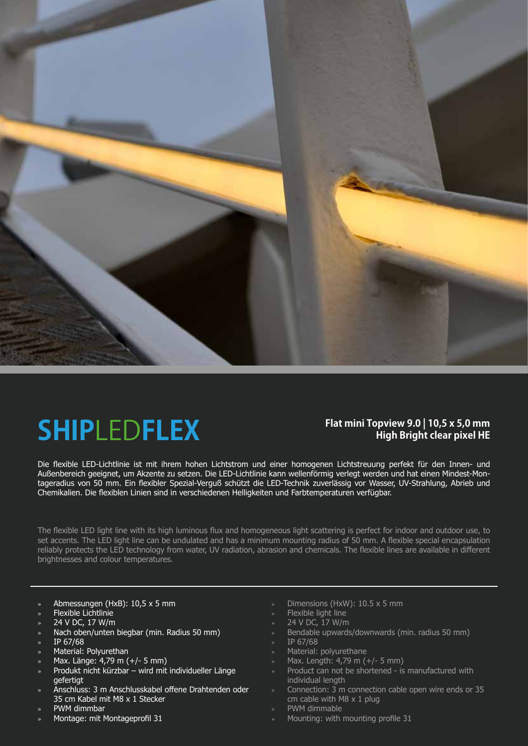# SHIPLEDFLEX

**Flat mini Topview 9.0 | 10,5 x 5,0 mm**
**High Bright clear pixel HE**

Die flexible LED-Lichtlinie ist mit ihrem hohen Lichtstrom und einer homogenen Lichtstreuung perfekt für den Innen- und Außenbereich geeignet, um Akzente zu setzen. Die LED-Lichtlinie kann wellenförmig verlegt werden und hat einen Mindest-Montageradius von 50 mm. Ein flexibler Spezial-Verguß schützt die LED-Technik zuverlässig vor Wasser, UV-Strahlung, Abrieb und Chemikalien. Die flexiblen Linien sind in verschiedenen Helligkeiten und Farbtemperaturen verfügbar.

The flexible LED light line with its high luminous flux and homogeneous light scattering is perfect for indoor and outdoor use, to set accents. The LED light line can be undulated and has a minimum mounting radius of 50 mm. A flexible special encapsulation reliably protects the LED technology from water, UV radiation, abrasion and chemicals. The flexible lines are available in different brightnesses and colour temperatures.

- Abmessungen (HxB): 10,5 x 5 mm
- Flexible Lichtlinie
- 24 V DC, 17 W/m
- Nach oben/unten biegbar (min. Radius 50 mm)
- IP 67/68
- Material: Polyurethan
- Max. Länge: 4,79 m (+/- 5 mm)
- Produkt nicht kürzbar – wird mit individueller Länge gefertigt
- Anschluss: 3 m Anschlusskabel offene Drahtenden oder 35 cm Kabel mit M8 x 1 Stecker
- PWM dimmbar
- Montage: mit Montageprofil 31

- Dimensions (HxW): 10.5 x 5 mm
- Flexible light line
- 24 V DC, 17 W/m
- Bendable upwards/downwards (min. radius 50 mm)
- IP 67/68
- Material: polyurethane
- Max. Length: 4,79 m (+/- 5 mm)
- Product can not be shortened - is manufactured with individual length
- Connection: 3 m connection cable open wire ends or 35 cm cable with M8 x 1 plug
- PWM dimmable
- Mounting: with mounting profile 31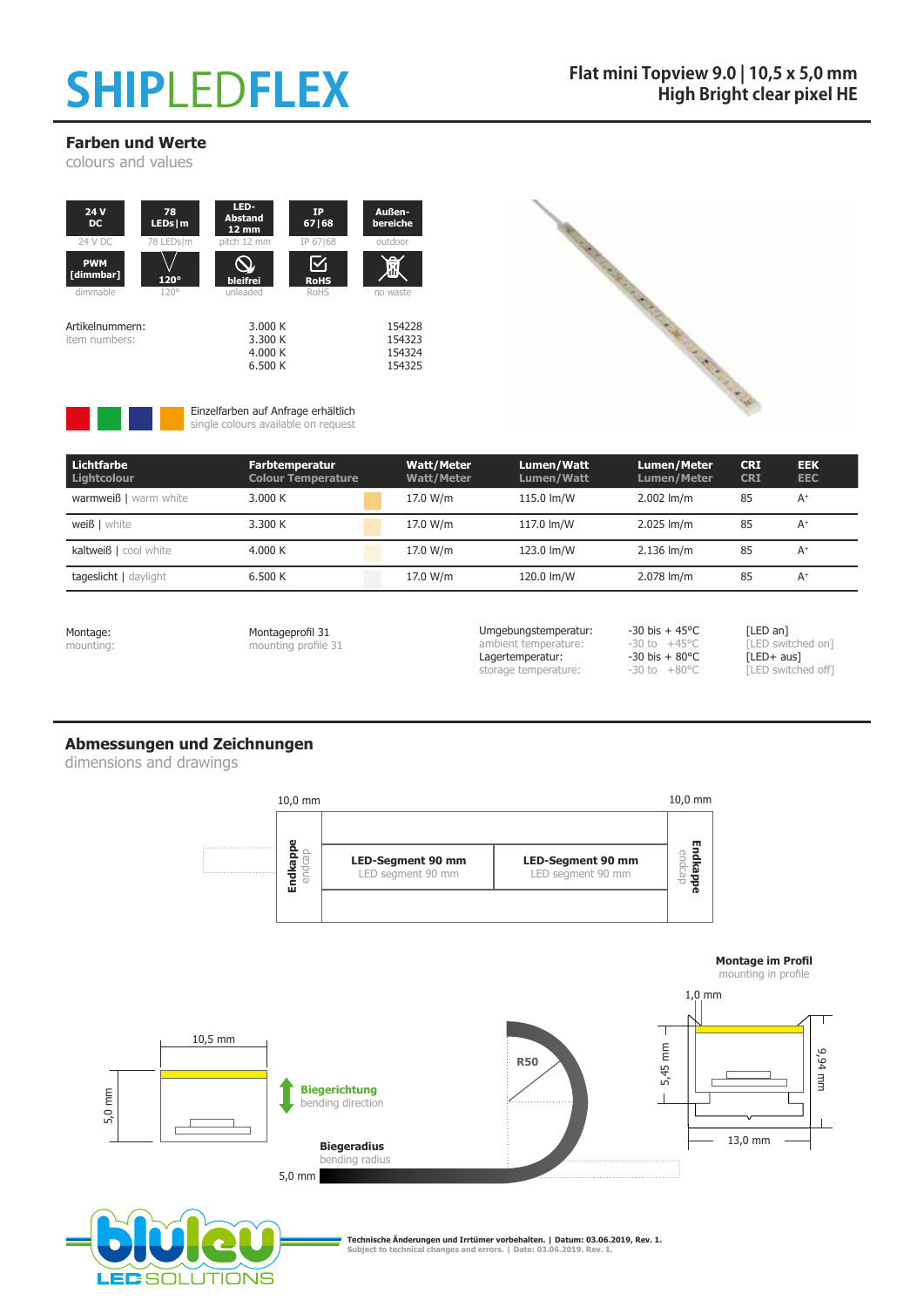# SHIPLEDFLEX

**Flat mini Topview 9.0 | 10,5 x 5,0 mm**
**High Bright clear pixel HE**

## Farben und Werte
colours and values

| | | | | |
|---|---|---|---|---|
| **24 V DC** 24 V DC | **78 LEDs\|m** 78 LEDs\|m | **LED-Abstand 12 mm** pitch 12 mm | **IP 67\|68** IP 67\|68 | **Außen-bereiche** outdoor |
| **PWM [dimmbar]** dimmable | **120°** 120° | **bleifrei** unleaded | **RoHS** RoHS | no waste |

| Artikelnummern: item numbers: | | |
|---|---|---|
| | 3.000 K | 154228 |
| | 3.300 K | 154323 |
| | 4.000 K | 154324 |
| | 6.500 K | 154325 |

Einzelfarben auf Anfrage erhältlich
single colours available on request

| Lichtfarbe Lightcolour | Farbtemperatur Colour Temperature | Watt/Meter Watt/Meter | Lumen/Watt Lumen/Watt | Lumen/Meter Lumen/Meter | CRI CRI | EEK EEC |
|---|---|---|---|---|---|---|
| warmweiß \| warm white | 3.000 K | 17.0 W/m | 115.0 lm/W | 2.002 lm/m | 85 | A+ |
| weiß \| white | 3.300 K | 17.0 W/m | 117.0 lm/W | 2.025 lm/m | 85 | A+ |
| kaltweiß \| cool white | 4.000 K | 17.0 W/m | 123.0 lm/W | 2.136 lm/m | 85 | A+ |
| tageslicht \| daylight | 6.500 K | 17.0 W/m | 120.0 lm/W | 2.078 lm/m | 85 | A+ |

Montage: Montageprofil 31
mounting: mounting profile 31

Umgebungstemperatur: -30 bis + 45°C [LED an]
ambient temperature: -30 to +45°C [LED switched on]
Lagertemperatur: -30 bis + 80°C [LED+ aus]
storage temperature: -30 to +80°C [LED switched off]

## Abmessungen und Zeichnungen
dimensions and drawings

10,0 mm
10,0 mm
Endkappe
endcap
LED-Segment 90 mm
LED segment 90 mm
LED-Segment 90 mm
LED segment 90 mm
Endkappe
endcap

10,5 mm
5,0 mm
Biegerichtung
bending direction
R50
Biegeradius
bending radius
5,0 mm

Montage im Profil
mounting in profile
1,0 mm
5,45 mm
9,94 mm
13,0 mm

LED SOLUTIONS

**Technische Änderungen und Irrtümer vorbehalten. | Datum: 03.06.2019, Rev. 1.**
Subject to technical changes and errors. | Date: 03.06.2019. Rev. 1.